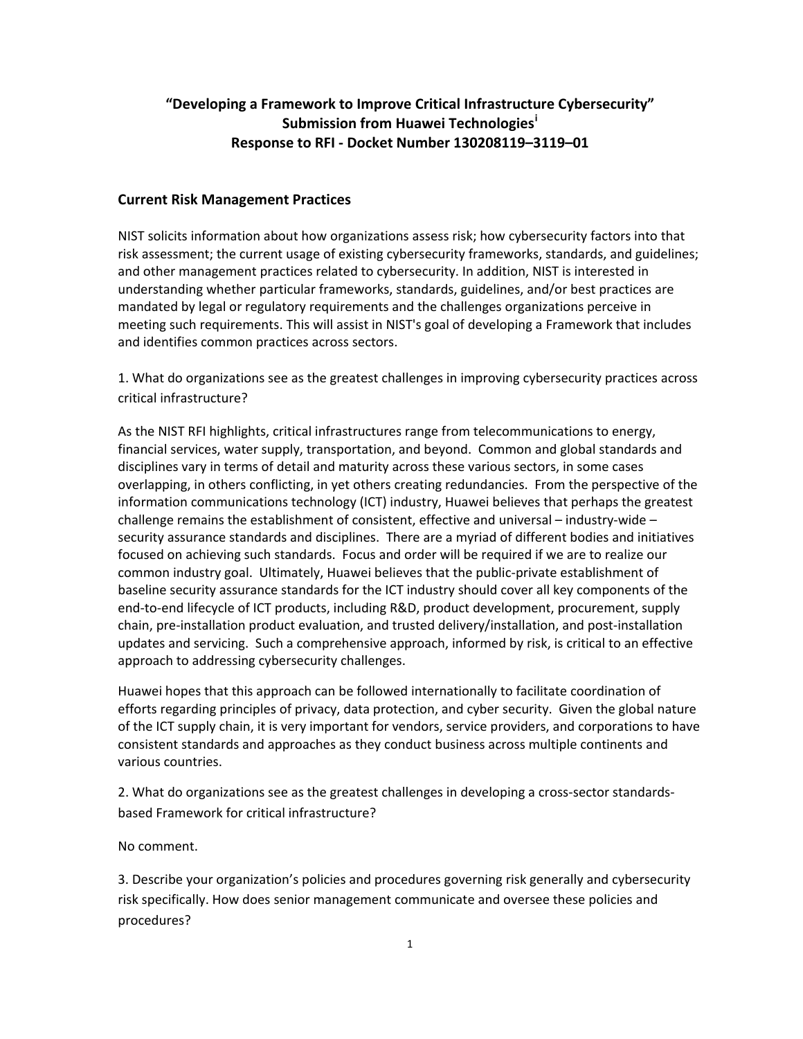# "Developing a Framework to Improve Critical Infrastructure Cybersecurity" Submission from Huawei Technologies[i] Response to RFI - Docket Number 130208119–3119–01

## Current Risk Management Practices

NIST solicits information about how organizations assess risk; how cybersecurity factors into that risk assessment; the current usage of existing cybersecurity frameworks, standards, and guidelines; and other management practices related to cybersecurity. In addition, NIST is interested in understanding whether particular frameworks, standards, guidelines, and/or best practices are mandated by legal or regulatory requirements and the challenges organizations perceive in meeting such requirements. This will assist in NIST's goal of developing a Framework that includes and identifies common practices across sectors.

1. What do organizations see as the greatest challenges in improving cybersecurity practices across critical infrastructure?

As the NIST RFI highlights, critical infrastructures range from telecommunications to energy, financial services, water supply, transportation, and beyond. Common and global standards and disciplines vary in terms of detail and maturity across these various sectors, in some cases overlapping, in others conflicting, in yet others creating redundancies. From the perspective of the information communications technology (ICT) industry, Huawei believes that perhaps the greatest challenge remains the establishment of consistent, effective and universal – industry-wide – security assurance standards and disciplines. There are a myriad of different bodies and initiatives focused on achieving such standards. Focus and order will be required if we are to realize our common industry goal. Ultimately, Huawei believes that the public-private establishment of baseline security assurance standards for the ICT industry should cover all key components of the end-to-end lifecycle of ICT products, including R&D, product development, procurement, supply chain, pre-installation product evaluation, and trusted delivery/installation, and post-installation updates and servicing. Such a comprehensive approach, informed by risk, is critical to an effective approach to addressing cybersecurity challenges.

Huawei hopes that this approach can be followed internationally to facilitate coordination of efforts regarding principles of privacy, data protection, and cyber security. Given the global nature of the ICT supply chain, it is very important for vendors, service providers, and corporations to have consistent standards and approaches as they conduct business across multiple continents and various countries.

2. What do organizations see as the greatest challenges in developing a cross-sector standards-based Framework for critical infrastructure?

No comment.

3. Describe your organization's policies and procedures governing risk generally and cybersecurity risk specifically. How does senior management communicate and oversee these policies and procedures?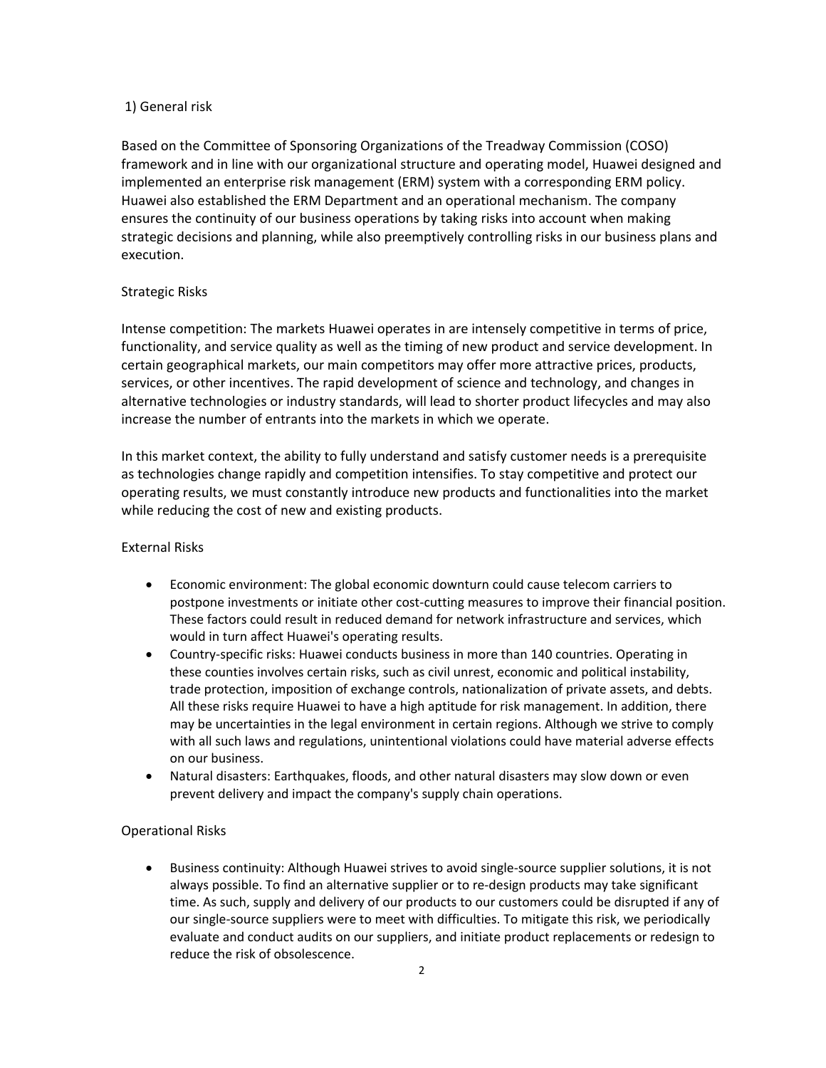## 1) General risk

Based on the Committee of Sponsoring Organizations of the Treadway Commission (COSO) framework and in line with our organizational structure and operating model, Huawei designed and implemented an enterprise risk management (ERM) system with a corresponding ERM policy. Huawei also established the ERM Department and an operational mechanism. The company ensures the continuity of our business operations by taking risks into account when making strategic decisions and planning, while also preemptively controlling risks in our business plans and execution.

### Strategic Risks

Intense competition: The markets Huawei operates in are intensely competitive in terms of price, functionality, and service quality as well as the timing of new product and service development. In certain geographical markets, our main competitors may offer more attractive prices, products, services, or other incentives. The rapid development of science and technology, and changes in alternative technologies or industry standards, will lead to shorter product lifecycles and may also increase the number of entrants into the markets in which we operate.

In this market context, the ability to fully understand and satisfy customer needs is a prerequisite as technologies change rapidly and competition intensifies. To stay competitive and protect our operating results, we must constantly introduce new products and functionalities into the market while reducing the cost of new and existing products.

### External Risks

- Economic environment: The global economic downturn could cause telecom carriers to postpone investments or initiate other cost-cutting measures to improve their financial position. These factors could result in reduced demand for network infrastructure and services, which would in turn affect Huawei's operating results.
- Country-specific risks: Huawei conducts business in more than 140 countries. Operating in these counties involves certain risks, such as civil unrest, economic and political instability, trade protection, imposition of exchange controls, nationalization of private assets, and debts. All these risks require Huawei to have a high aptitude for risk management. In addition, there may be uncertainties in the legal environment in certain regions. Although we strive to comply with all such laws and regulations, unintentional violations could have material adverse effects on our business.
- Natural disasters: Earthquakes, floods, and other natural disasters may slow down or even prevent delivery and impact the company's supply chain operations.

### Operational Risks

- Business continuity: Although Huawei strives to avoid single-source supplier solutions, it is not always possible. To find an alternative supplier or to re-design products may take significant time. As such, supply and delivery of our products to our customers could be disrupted if any of our single-source suppliers were to meet with difficulties. To mitigate this risk, we periodically evaluate and conduct audits on our suppliers, and initiate product replacements or redesign to reduce the risk of obsolescence.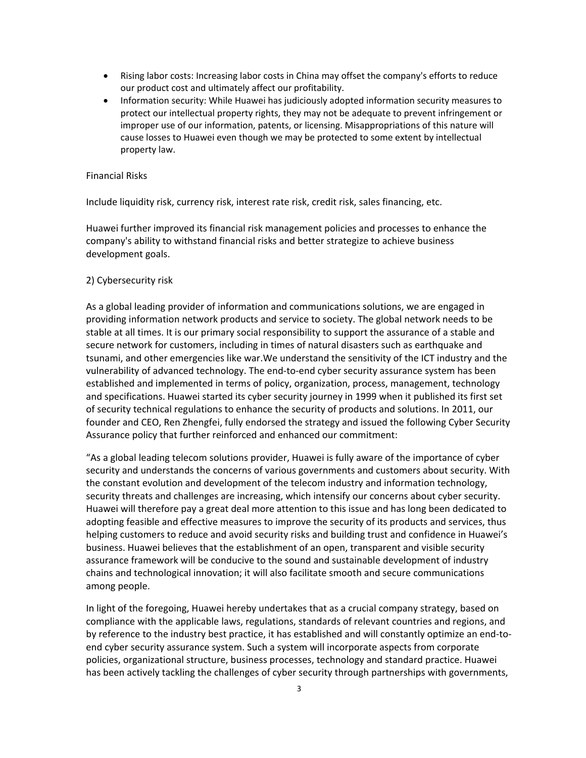- Rising labor costs: Increasing labor costs in China may offset the company's efforts to reduce our product cost and ultimately affect our profitability.
- Information security: While Huawei has judiciously adopted information security measures to protect our intellectual property rights, they may not be adequate to prevent infringement or improper use of our information, patents, or licensing. Misappropriations of this nature will cause losses to Huawei even though we may be protected to some extent by intellectual property law.

Financial Risks

Include liquidity risk, currency risk, interest rate risk, credit risk, sales financing, etc.

Huawei further improved its financial risk management policies and processes to enhance the company's ability to withstand financial risks and better strategize to achieve business development goals.

2) Cybersecurity risk

As a global leading provider of information and communications solutions, we are engaged in providing information network products and service to society. The global network needs to be stable at all times. It is our primary social responsibility to support the assurance of a stable and secure network for customers, including in times of natural disasters such as earthquake and tsunami, and other emergencies like war.We understand the sensitivity of the ICT industry and the vulnerability of advanced technology. The end-to-end cyber security assurance system has been established and implemented in terms of policy, organization, process, management, technology and specifications. Huawei started its cyber security journey in 1999 when it published its first set of security technical regulations to enhance the security of products and solutions. In 2011, our founder and CEO, Ren Zhengfei, fully endorsed the strategy and issued the following Cyber Security Assurance policy that further reinforced and enhanced our commitment:

"As a global leading telecom solutions provider, Huawei is fully aware of the importance of cyber security and understands the concerns of various governments and customers about security. With the constant evolution and development of the telecom industry and information technology, security threats and challenges are increasing, which intensify our concerns about cyber security. Huawei will therefore pay a great deal more attention to this issue and has long been dedicated to adopting feasible and effective measures to improve the security of its products and services, thus helping customers to reduce and avoid security risks and building trust and confidence in Huawei's business. Huawei believes that the establishment of an open, transparent and visible security assurance framework will be conducive to the sound and sustainable development of industry chains and technological innovation; it will also facilitate smooth and secure communications among people.

In light of the foregoing, Huawei hereby undertakes that as a crucial company strategy, based on compliance with the applicable laws, regulations, standards of relevant countries and regions, and by reference to the industry best practice, it has established and will constantly optimize an end-to-end cyber security assurance system. Such a system will incorporate aspects from corporate policies, organizational structure, business processes, technology and standard practice. Huawei has been actively tackling the challenges of cyber security through partnerships with governments,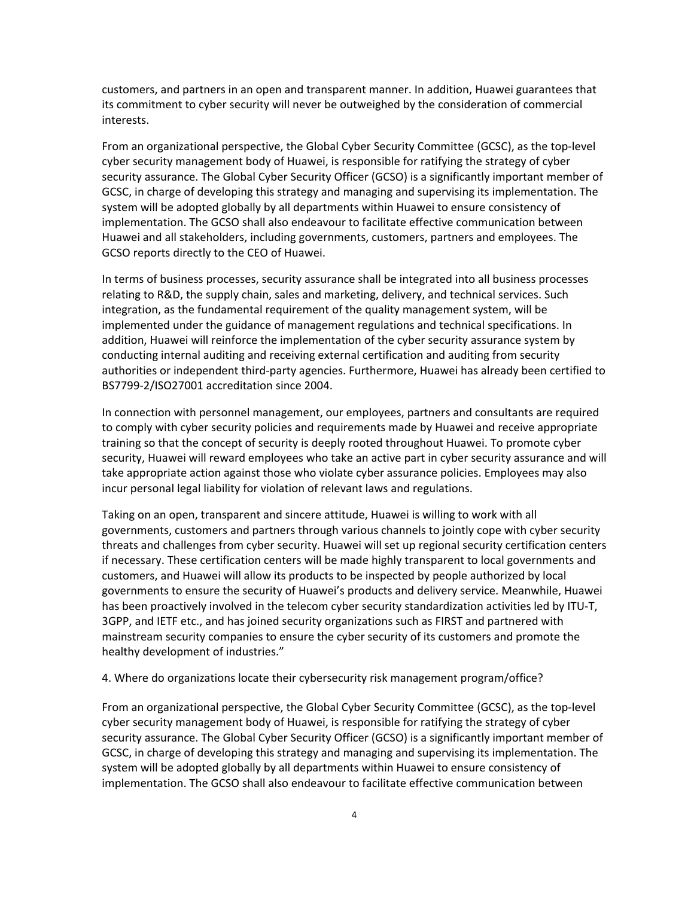customers, and partners in an open and transparent manner. In addition, Huawei guarantees that its commitment to cyber security will never be outweighed by the consideration of commercial interests.

From an organizational perspective, the Global Cyber Security Committee (GCSC), as the top-level cyber security management body of Huawei, is responsible for ratifying the strategy of cyber security assurance. The Global Cyber Security Officer (GCSO) is a significantly important member of GCSC, in charge of developing this strategy and managing and supervising its implementation. The system will be adopted globally by all departments within Huawei to ensure consistency of implementation. The GCSO shall also endeavour to facilitate effective communication between Huawei and all stakeholders, including governments, customers, partners and employees. The GCSO reports directly to the CEO of Huawei.

In terms of business processes, security assurance shall be integrated into all business processes relating to R&D, the supply chain, sales and marketing, delivery, and technical services. Such integration, as the fundamental requirement of the quality management system, will be implemented under the guidance of management regulations and technical specifications. In addition, Huawei will reinforce the implementation of the cyber security assurance system by conducting internal auditing and receiving external certification and auditing from security authorities or independent third-party agencies. Furthermore, Huawei has already been certified to BS7799-2/ISO27001 accreditation since 2004.

In connection with personnel management, our employees, partners and consultants are required to comply with cyber security policies and requirements made by Huawei and receive appropriate training so that the concept of security is deeply rooted throughout Huawei. To promote cyber security, Huawei will reward employees who take an active part in cyber security assurance and will take appropriate action against those who violate cyber assurance policies. Employees may also incur personal legal liability for violation of relevant laws and regulations.

Taking on an open, transparent and sincere attitude, Huawei is willing to work with all governments, customers and partners through various channels to jointly cope with cyber security threats and challenges from cyber security. Huawei will set up regional security certification centers if necessary. These certification centers will be made highly transparent to local governments and customers, and Huawei will allow its products to be inspected by people authorized by local governments to ensure the security of Huawei's products and delivery service. Meanwhile, Huawei has been proactively involved in the telecom cyber security standardization activities led by ITU-T, 3GPP, and IETF etc., and has joined security organizations such as FIRST and partnered with mainstream security companies to ensure the cyber security of its customers and promote the healthy development of industries."

4. Where do organizations locate their cybersecurity risk management program/office?

From an organizational perspective, the Global Cyber Security Committee (GCSC), as the top-level cyber security management body of Huawei, is responsible for ratifying the strategy of cyber security assurance. The Global Cyber Security Officer (GCSO) is a significantly important member of GCSC, in charge of developing this strategy and managing and supervising its implementation. The system will be adopted globally by all departments within Huawei to ensure consistency of implementation. The GCSO shall also endeavour to facilitate effective communication between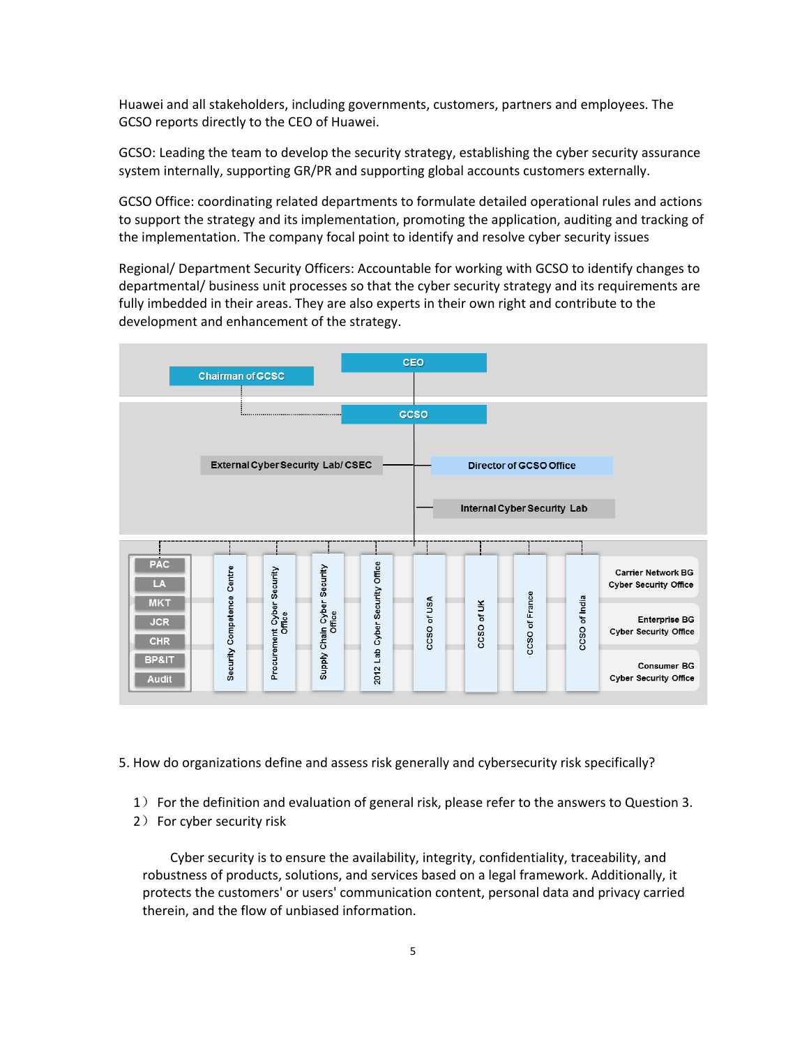Huawei and all stakeholders, including governments, customers, partners and employees. The GCSO reports directly to the CEO of Huawei.

GCSO: Leading the team to develop the security strategy, establishing the cyber security assurance system internally, supporting GR/PR and supporting global accounts customers externally.

GCSO Office: coordinating related departments to formulate detailed operational rules and actions to support the strategy and its implementation, promoting the application, auditing and tracking of the implementation. The company focal point to identify and resolve cyber security issues

Regional/ Department Security Officers: Accountable for working with GCSO to identify changes to departmental/ business unit processes so that the cyber security strategy and its requirements are fully imbedded in their areas. They are also experts in their own right and contribute to the development and enhancement of the strategy.

CEO

Chairman of GCSC

GCSO

External Cyber Security Lab/ CSEC

Director of GCSO Office

Internal Cyber Security Lab

PAC, LA, MKT, JCR, CHR, BP&IT, Audit

Security Competence Centre | Procurement Cyber Security Office | Supply Chain Cyber Security Office | 2012 Lab Cyber Security Office | CCSO of USA | CCSO of UK | CCSO of France | CCSO of India

Carrier Network BG Cyber Security Office

Enterprise BG Cyber Security Office

Consumer BG Cyber Security Office

5. How do organizations define and assess risk generally and cybersecurity risk specifically?

1） For the definition and evaluation of general risk, please refer to the answers to Question 3.
2） For cyber security risk

Cyber security is to ensure the availability, integrity, confidentiality, traceability, and robustness of products, solutions, and services based on a legal framework. Additionally, it protects the customers' or users' communication content, personal data and privacy carried therein, and the flow of unbiased information.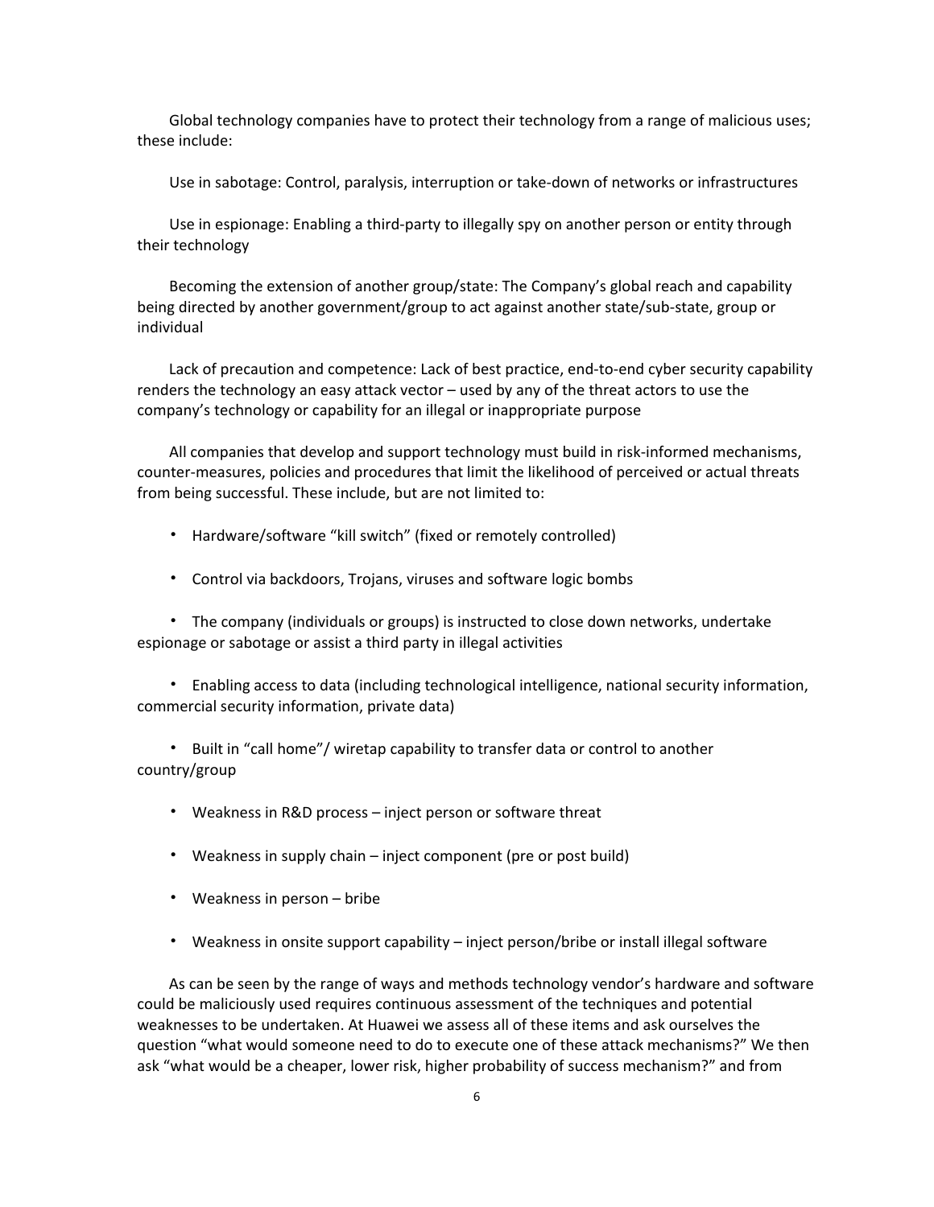Global technology companies have to protect their technology from a range of malicious uses; these include:

Use in sabotage: Control, paralysis, interruption or take-down of networks or infrastructures

Use in espionage: Enabling a third-party to illegally spy on another person or entity through their technology

Becoming the extension of another group/state: The Company's global reach and capability being directed by another government/group to act against another state/sub-state, group or individual

Lack of precaution and competence: Lack of best practice, end-to-end cyber security capability renders the technology an easy attack vector – used by any of the threat actors to use the company's technology or capability for an illegal or inappropriate purpose

All companies that develop and support technology must build in risk-informed mechanisms, counter-measures, policies and procedures that limit the likelihood of perceived or actual threats from being successful. These include, but are not limited to:

- Hardware/software "kill switch" (fixed or remotely controlled)
- Control via backdoors, Trojans, viruses and software logic bombs
- The company (individuals or groups) is instructed to close down networks, undertake espionage or sabotage or assist a third party in illegal activities
- Enabling access to data (including technological intelligence, national security information, commercial security information, private data)
- Built in "call home"/ wiretap capability to transfer data or control to another country/group
- Weakness in R&D process – inject person or software threat
- Weakness in supply chain – inject component (pre or post build)
- Weakness in person – bribe
- Weakness in onsite support capability – inject person/bribe or install illegal software

As can be seen by the range of ways and methods technology vendor's hardware and software could be maliciously used requires continuous assessment of the techniques and potential weaknesses to be undertaken. At Huawei we assess all of these items and ask ourselves the question "what would someone need to do to execute one of these attack mechanisms?" We then ask "what would be a cheaper, lower risk, higher probability of success mechanism?" and from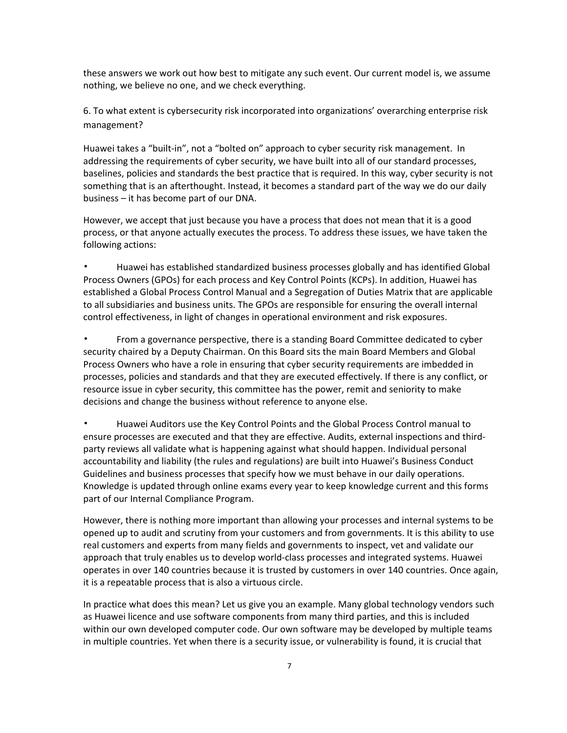these answers we work out how best to mitigate any such event. Our current model is, we assume nothing, we believe no one, and we check everything.

6. To what extent is cybersecurity risk incorporated into organizations' overarching enterprise risk management?

Huawei takes a "built-in", not a "bolted on" approach to cyber security risk management. In addressing the requirements of cyber security, we have built into all of our standard processes, baselines, policies and standards the best practice that is required. In this way, cyber security is not something that is an afterthought. Instead, it becomes a standard part of the way we do our daily business – it has become part of our DNA.

However, we accept that just because you have a process that does not mean that it is a good process, or that anyone actually executes the process. To address these issues, we have taken the following actions:

- Huawei has established standardized business processes globally and has identified Global Process Owners (GPOs) for each process and Key Control Points (KCPs). In addition, Huawei has established a Global Process Control Manual and a Segregation of Duties Matrix that are applicable to all subsidiaries and business units. The GPOs are responsible for ensuring the overall internal control effectiveness, in light of changes in operational environment and risk exposures.
- From a governance perspective, there is a standing Board Committee dedicated to cyber security chaired by a Deputy Chairman. On this Board sits the main Board Members and Global Process Owners who have a role in ensuring that cyber security requirements are imbedded in processes, policies and standards and that they are executed effectively. If there is any conflict, or resource issue in cyber security, this committee has the power, remit and seniority to make decisions and change the business without reference to anyone else.
- Huawei Auditors use the Key Control Points and the Global Process Control manual to ensure processes are executed and that they are effective. Audits, external inspections and third-party reviews all validate what is happening against what should happen. Individual personal accountability and liability (the rules and regulations) are built into Huawei's Business Conduct Guidelines and business processes that specify how we must behave in our daily operations. Knowledge is updated through online exams every year to keep knowledge current and this forms part of our Internal Compliance Program.

However, there is nothing more important than allowing your processes and internal systems to be opened up to audit and scrutiny from your customers and from governments. It is this ability to use real customers and experts from many fields and governments to inspect, vet and validate our approach that truly enables us to develop world-class processes and integrated systems. Huawei operates in over 140 countries because it is trusted by customers in over 140 countries. Once again, it is a repeatable process that is also a virtuous circle.

In practice what does this mean? Let us give you an example. Many global technology vendors such as Huawei licence and use software components from many third parties, and this is included within our own developed computer code. Our own software may be developed by multiple teams in multiple countries. Yet when there is a security issue, or vulnerability is found, it is crucial that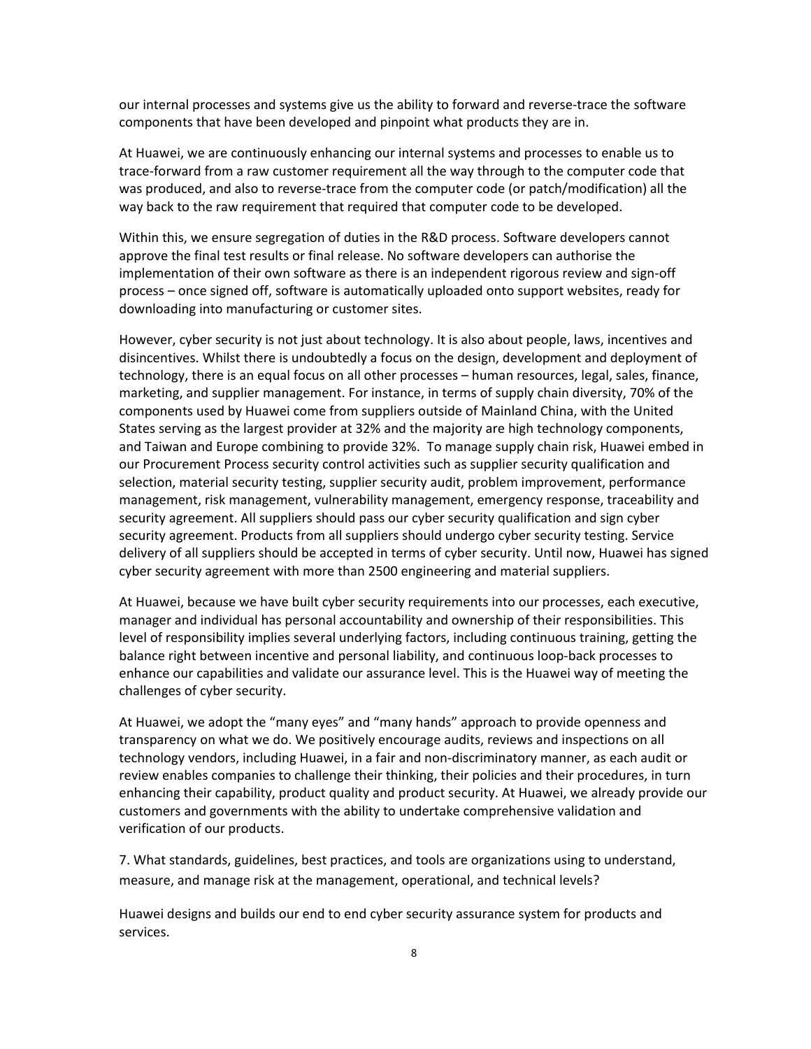our internal processes and systems give us the ability to forward and reverse-trace the software components that have been developed and pinpoint what products they are in.

At Huawei, we are continuously enhancing our internal systems and processes to enable us to trace-forward from a raw customer requirement all the way through to the computer code that was produced, and also to reverse-trace from the computer code (or patch/modification) all the way back to the raw requirement that required that computer code to be developed.

Within this, we ensure segregation of duties in the R&D process. Software developers cannot approve the final test results or final release. No software developers can authorise the implementation of their own software as there is an independent rigorous review and sign-off process – once signed off, software is automatically uploaded onto support websites, ready for downloading into manufacturing or customer sites.

However, cyber security is not just about technology. It is also about people, laws, incentives and disincentives. Whilst there is undoubtedly a focus on the design, development and deployment of technology, there is an equal focus on all other processes – human resources, legal, sales, finance, marketing, and supplier management. For instance, in terms of supply chain diversity, 70% of the components used by Huawei come from suppliers outside of Mainland China, with the United States serving as the largest provider at 32% and the majority are high technology components, and Taiwan and Europe combining to provide 32%. To manage supply chain risk, Huawei embed in our Procurement Process security control activities such as supplier security qualification and selection, material security testing, supplier security audit, problem improvement, performance management, risk management, vulnerability management, emergency response, traceability and security agreement. All suppliers should pass our cyber security qualification and sign cyber security agreement. Products from all suppliers should undergo cyber security testing. Service delivery of all suppliers should be accepted in terms of cyber security. Until now, Huawei has signed cyber security agreement with more than 2500 engineering and material suppliers.

At Huawei, because we have built cyber security requirements into our processes, each executive, manager and individual has personal accountability and ownership of their responsibilities. This level of responsibility implies several underlying factors, including continuous training, getting the balance right between incentive and personal liability, and continuous loop-back processes to enhance our capabilities and validate our assurance level. This is the Huawei way of meeting the challenges of cyber security.

At Huawei, we adopt the "many eyes" and "many hands" approach to provide openness and transparency on what we do. We positively encourage audits, reviews and inspections on all technology vendors, including Huawei, in a fair and non-discriminatory manner, as each audit or review enables companies to challenge their thinking, their policies and their procedures, in turn enhancing their capability, product quality and product security. At Huawei, we already provide our customers and governments with the ability to undertake comprehensive validation and verification of our products.

7. What standards, guidelines, best practices, and tools are organizations using to understand, measure, and manage risk at the management, operational, and technical levels?

Huawei designs and builds our end to end cyber security assurance system for products and services.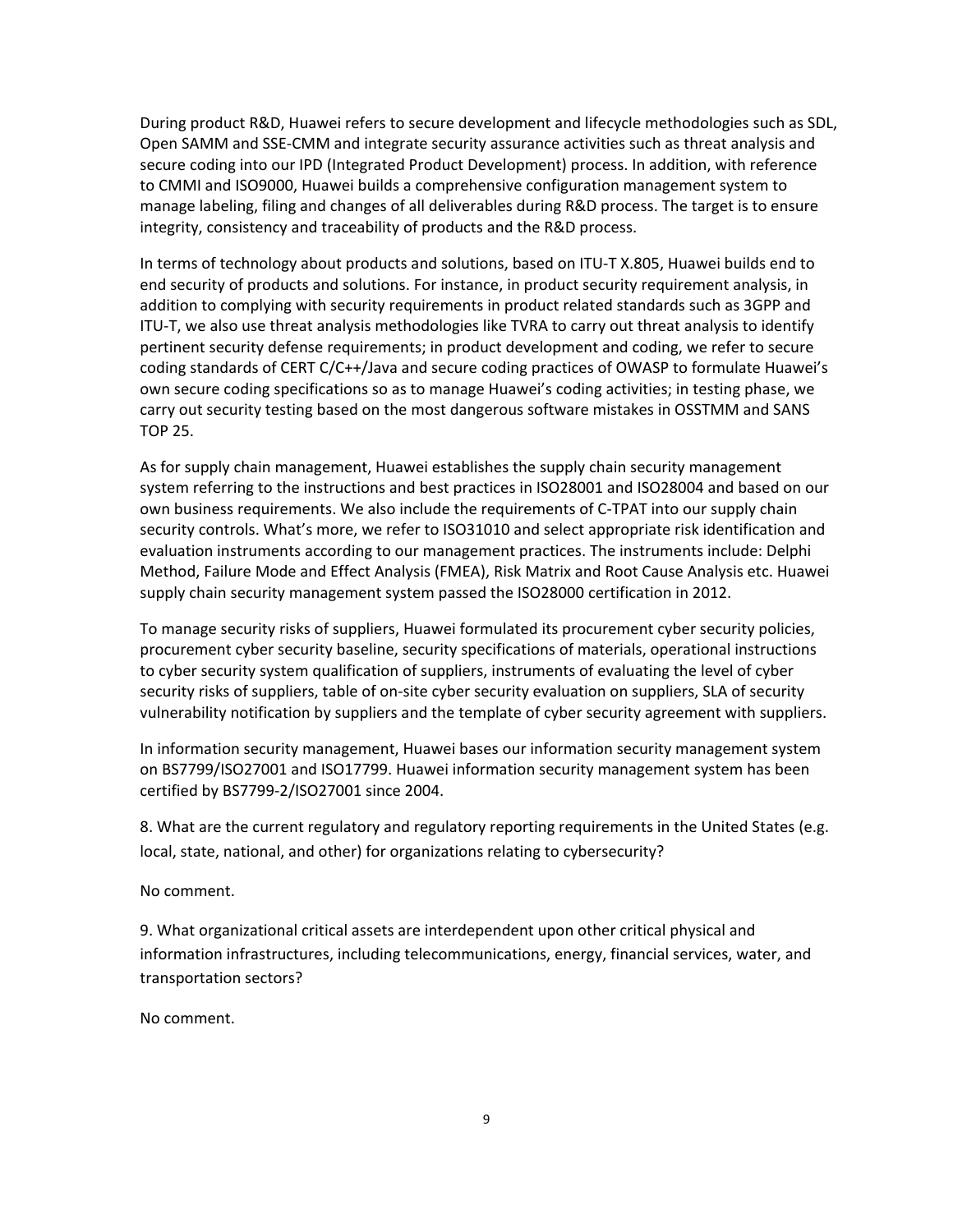During product R&D, Huawei refers to secure development and lifecycle methodologies such as SDL, Open SAMM and SSE-CMM and integrate security assurance activities such as threat analysis and secure coding into our IPD (Integrated Product Development) process. In addition, with reference to CMMI and ISO9000, Huawei builds a comprehensive configuration management system to manage labeling, filing and changes of all deliverables during R&D process. The target is to ensure integrity, consistency and traceability of products and the R&D process.

In terms of technology about products and solutions, based on ITU-T X.805, Huawei builds end to end security of products and solutions. For instance, in product security requirement analysis, in addition to complying with security requirements in product related standards such as 3GPP and ITU-T, we also use threat analysis methodologies like TVRA to carry out threat analysis to identify pertinent security defense requirements; in product development and coding, we refer to secure coding standards of CERT C/C++/Java and secure coding practices of OWASP to formulate Huawei's own secure coding specifications so as to manage Huawei's coding activities; in testing phase, we carry out security testing based on the most dangerous software mistakes in OSSTMM and SANS TOP 25.

As for supply chain management, Huawei establishes the supply chain security management system referring to the instructions and best practices in ISO28001 and ISO28004 and based on our own business requirements. We also include the requirements of C-TPAT into our supply chain security controls. What's more, we refer to ISO31010 and select appropriate risk identification and evaluation instruments according to our management practices. The instruments include: Delphi Method, Failure Mode and Effect Analysis (FMEA), Risk Matrix and Root Cause Analysis etc. Huawei supply chain security management system passed the ISO28000 certification in 2012.

To manage security risks of suppliers, Huawei formulated its procurement cyber security policies, procurement cyber security baseline, security specifications of materials, operational instructions to cyber security system qualification of suppliers, instruments of evaluating the level of cyber security risks of suppliers, table of on-site cyber security evaluation on suppliers, SLA of security vulnerability notification by suppliers and the template of cyber security agreement with suppliers.

In information security management, Huawei bases our information security management system on BS7799/ISO27001 and ISO17799. Huawei information security management system has been certified by BS7799-2/ISO27001 since 2004.

8. What are the current regulatory and regulatory reporting requirements in the United States (e.g. local, state, national, and other) for organizations relating to cybersecurity?

No comment.

9. What organizational critical assets are interdependent upon other critical physical and information infrastructures, including telecommunications, energy, financial services, water, and transportation sectors?

No comment.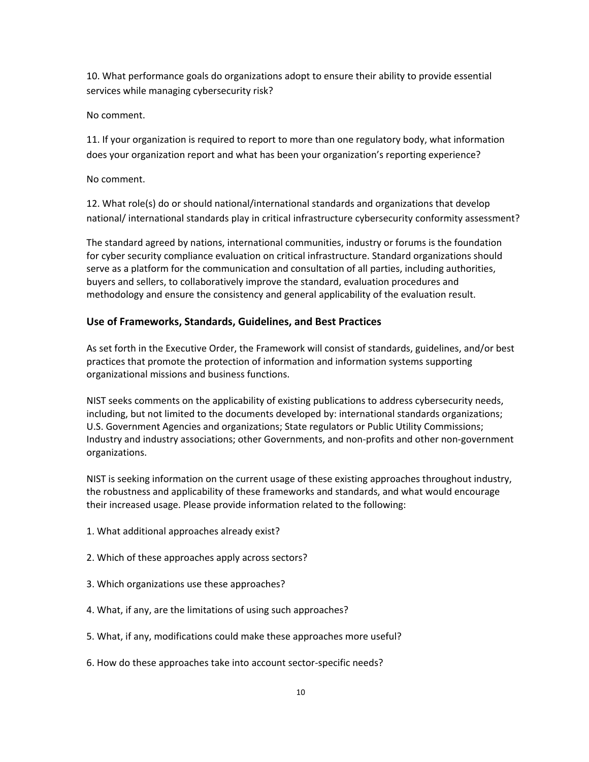10. What performance goals do organizations adopt to ensure their ability to provide essential services while managing cybersecurity risk?

No comment.

11. If your organization is required to report to more than one regulatory body, what information does your organization report and what has been your organization's reporting experience?

No comment.

12. What role(s) do or should national/international standards and organizations that develop national/ international standards play in critical infrastructure cybersecurity conformity assessment?

The standard agreed by nations, international communities, industry or forums is the foundation for cyber security compliance evaluation on critical infrastructure. Standard organizations should serve as a platform for the communication and consultation of all parties, including authorities, buyers and sellers, to collaboratively improve the standard, evaluation procedures and methodology and ensure the consistency and general applicability of the evaluation result.

## Use of Frameworks, Standards, Guidelines, and Best Practices

As set forth in the Executive Order, the Framework will consist of standards, guidelines, and/or best practices that promote the protection of information and information systems supporting organizational missions and business functions.

NIST seeks comments on the applicability of existing publications to address cybersecurity needs, including, but not limited to the documents developed by: international standards organizations; U.S. Government Agencies and organizations; State regulators or Public Utility Commissions; Industry and industry associations; other Governments, and non-profits and other non-government organizations.

NIST is seeking information on the current usage of these existing approaches throughout industry, the robustness and applicability of these frameworks and standards, and what would encourage their increased usage. Please provide information related to the following:

1. What additional approaches already exist?

2. Which of these approaches apply across sectors?

3. Which organizations use these approaches?

4. What, if any, are the limitations of using such approaches?

5. What, if any, modifications could make these approaches more useful?

6. How do these approaches take into account sector-specific needs?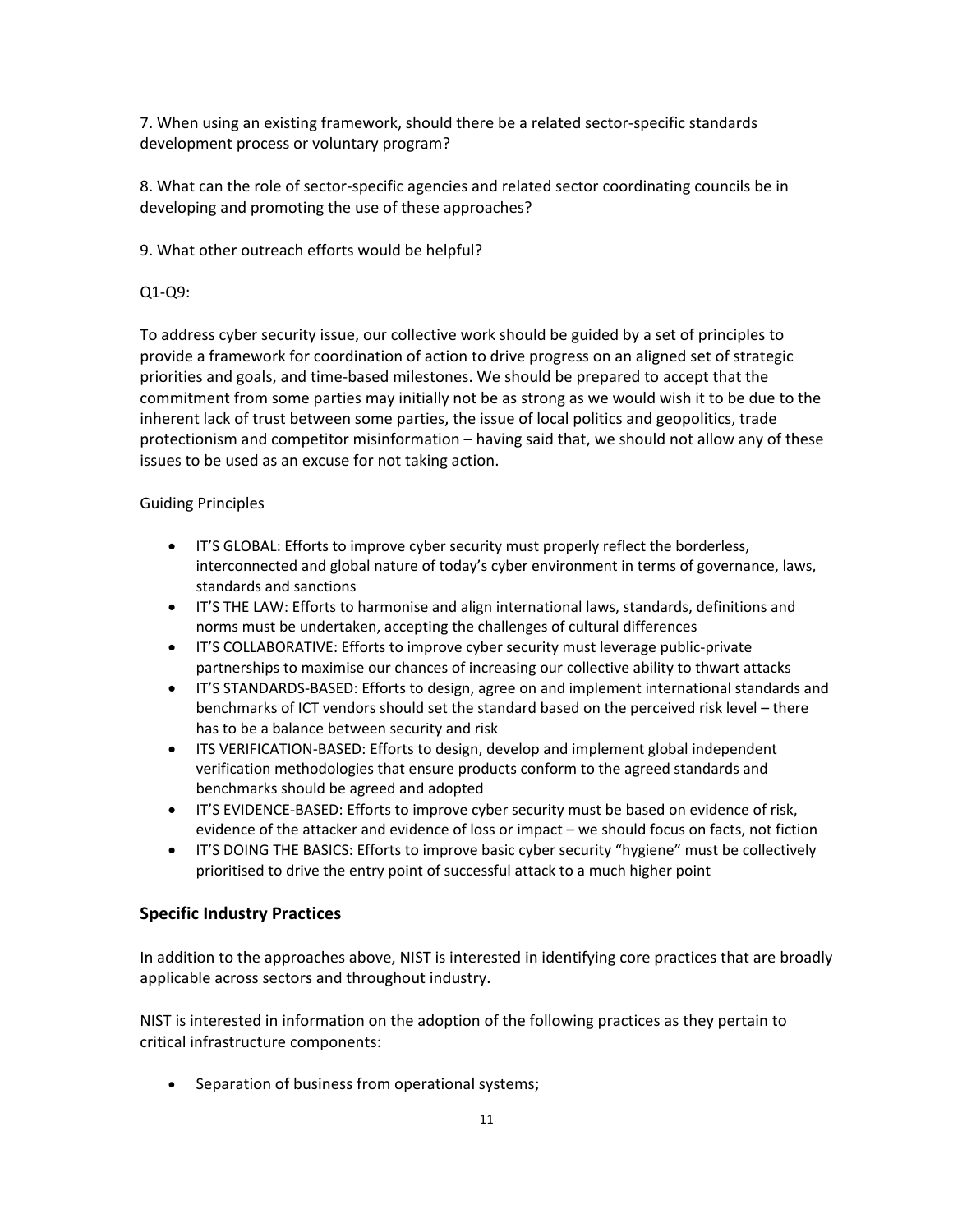7. When using an existing framework, should there be a related sector-specific standards development process or voluntary program?

8. What can the role of sector-specific agencies and related sector coordinating councils be in developing and promoting the use of these approaches?

9. What other outreach efforts would be helpful?

Q1-Q9:

To address cyber security issue, our collective work should be guided by a set of principles to provide a framework for coordination of action to drive progress on an aligned set of strategic priorities and goals, and time-based milestones. We should be prepared to accept that the commitment from some parties may initially not be as strong as we would wish it to be due to the inherent lack of trust between some parties, the issue of local politics and geopolitics, trade protectionism and competitor misinformation – having said that, we should not allow any of these issues to be used as an excuse for not taking action.

Guiding Principles

- IT'S GLOBAL: Efforts to improve cyber security must properly reflect the borderless, interconnected and global nature of today's cyber environment in terms of governance, laws, standards and sanctions
- IT'S THE LAW: Efforts to harmonise and align international laws, standards, definitions and norms must be undertaken, accepting the challenges of cultural differences
- IT'S COLLABORATIVE: Efforts to improve cyber security must leverage public-private partnerships to maximise our chances of increasing our collective ability to thwart attacks
- IT'S STANDARDS-BASED: Efforts to design, agree on and implement international standards and benchmarks of ICT vendors should set the standard based on the perceived risk level – there has to be a balance between security and risk
- ITS VERIFICATION-BASED: Efforts to design, develop and implement global independent verification methodologies that ensure products conform to the agreed standards and benchmarks should be agreed and adopted
- IT'S EVIDENCE-BASED: Efforts to improve cyber security must be based on evidence of risk, evidence of the attacker and evidence of loss or impact – we should focus on facts, not fiction
- IT'S DOING THE BASICS: Efforts to improve basic cyber security "hygiene" must be collectively prioritised to drive the entry point of successful attack to a much higher point

## Specific Industry Practices

In addition to the approaches above, NIST is interested in identifying core practices that are broadly applicable across sectors and throughout industry.

NIST is interested in information on the adoption of the following practices as they pertain to critical infrastructure components:

- Separation of business from operational systems;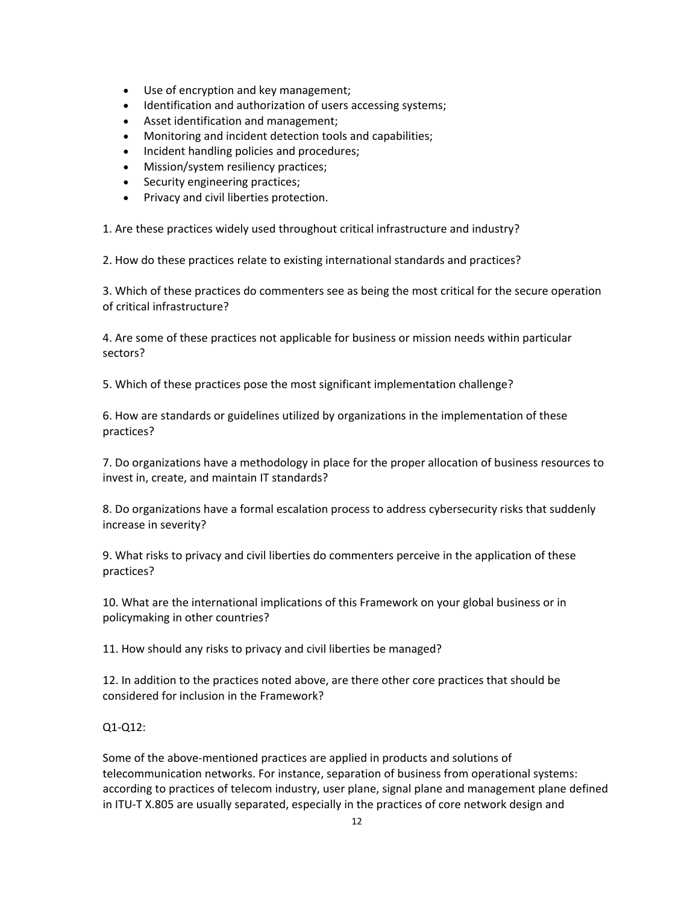- Use of encryption and key management;
- Identification and authorization of users accessing systems;
- Asset identification and management;
- Monitoring and incident detection tools and capabilities;
- Incident handling policies and procedures;
- Mission/system resiliency practices;
- Security engineering practices;
- Privacy and civil liberties protection.

1. Are these practices widely used throughout critical infrastructure and industry?

2. How do these practices relate to existing international standards and practices?

3. Which of these practices do commenters see as being the most critical for the secure operation of critical infrastructure?

4. Are some of these practices not applicable for business or mission needs within particular sectors?

5. Which of these practices pose the most significant implementation challenge?

6. How are standards or guidelines utilized by organizations in the implementation of these practices?

7. Do organizations have a methodology in place for the proper allocation of business resources to invest in, create, and maintain IT standards?

8. Do organizations have a formal escalation process to address cybersecurity risks that suddenly increase in severity?

9. What risks to privacy and civil liberties do commenters perceive in the application of these practices?

10. What are the international implications of this Framework on your global business or in policymaking in other countries?

11. How should any risks to privacy and civil liberties be managed?

12. In addition to the practices noted above, are there other core practices that should be considered for inclusion in the Framework?

Q1-Q12:

Some of the above-mentioned practices are applied in products and solutions of telecommunication networks. For instance, separation of business from operational systems: according to practices of telecom industry, user plane, signal plane and management plane defined in ITU-T X.805 are usually separated, especially in the practices of core network design and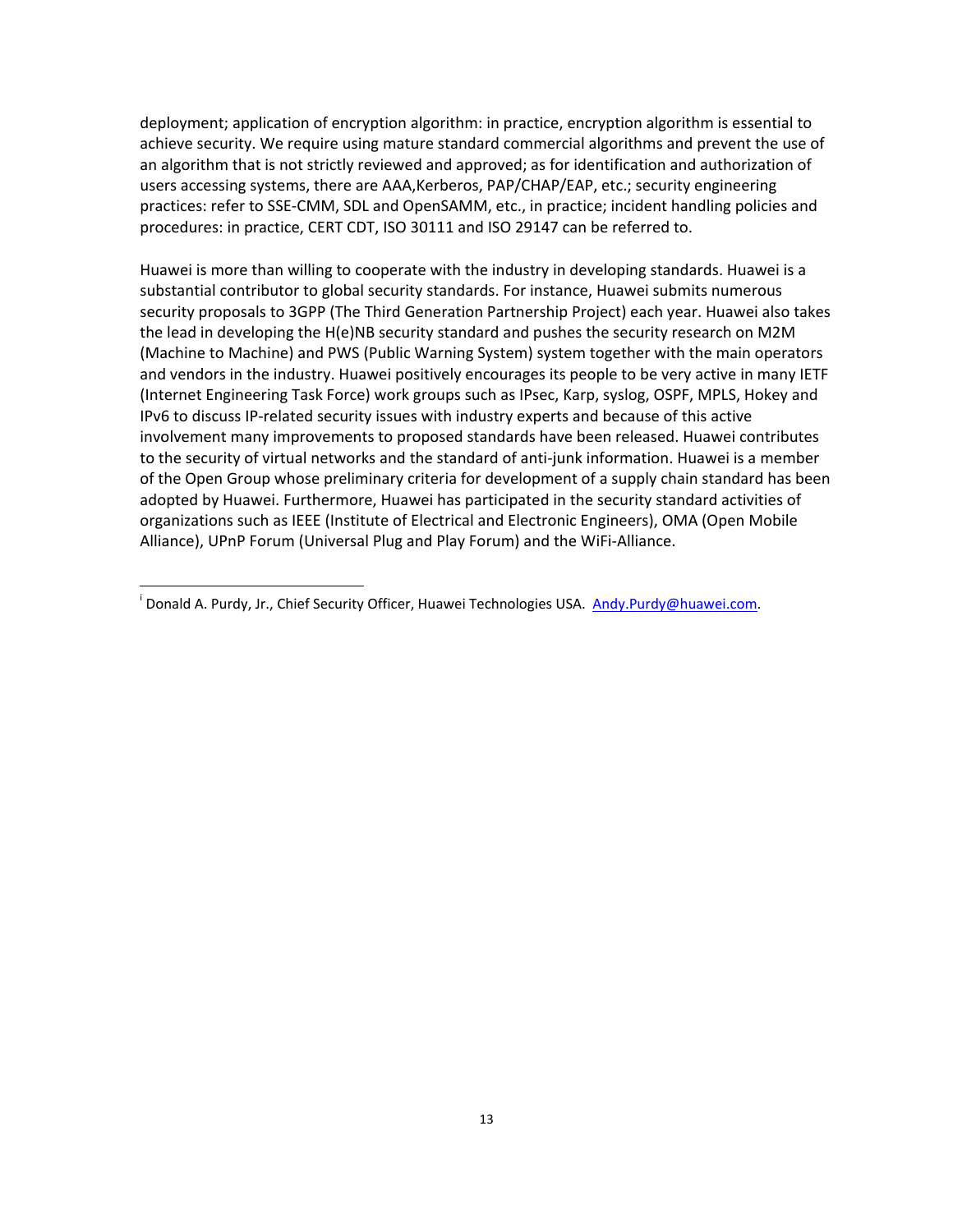deployment; application of encryption algorithm: in practice, encryption algorithm is essential to achieve security. We require using mature standard commercial algorithms and prevent the use of an algorithm that is not strictly reviewed and approved; as for identification and authorization of users accessing systems, there are AAA,Kerberos, PAP/CHAP/EAP, etc.; security engineering practices: refer to SSE-CMM, SDL and OpenSAMM, etc., in practice; incident handling policies and procedures: in practice, CERT CDT, ISO 30111 and ISO 29147 can be referred to.

Huawei is more than willing to cooperate with the industry in developing standards. Huawei is a substantial contributor to global security standards. For instance, Huawei submits numerous security proposals to 3GPP (The Third Generation Partnership Project) each year. Huawei also takes the lead in developing the H(e)NB security standard and pushes the security research on M2M (Machine to Machine) and PWS (Public Warning System) system together with the main operators and vendors in the industry. Huawei positively encourages its people to be very active in many IETF (Internet Engineering Task Force) work groups such as IPsec, Karp, syslog, OSPF, MPLS, Hokey and IPv6 to discuss IP-related security issues with industry experts and because of this active involvement many improvements to proposed standards have been released. Huawei contributes to the security of virtual networks and the standard of anti-junk information. Huawei is a member of the Open Group whose preliminary criteria for development of a supply chain standard has been adopted by Huawei. Furthermore, Huawei has participated in the security standard activities of organizations such as IEEE (Institute of Electrical and Electronic Engineers), OMA (Open Mobile Alliance), UPnP Forum (Universal Plug and Play Forum) and the WiFi-Alliance.

---

[i] Donald A. Purdy, Jr., Chief Security Officer, Huawei Technologies USA. Andy.Purdy@huawei.com.